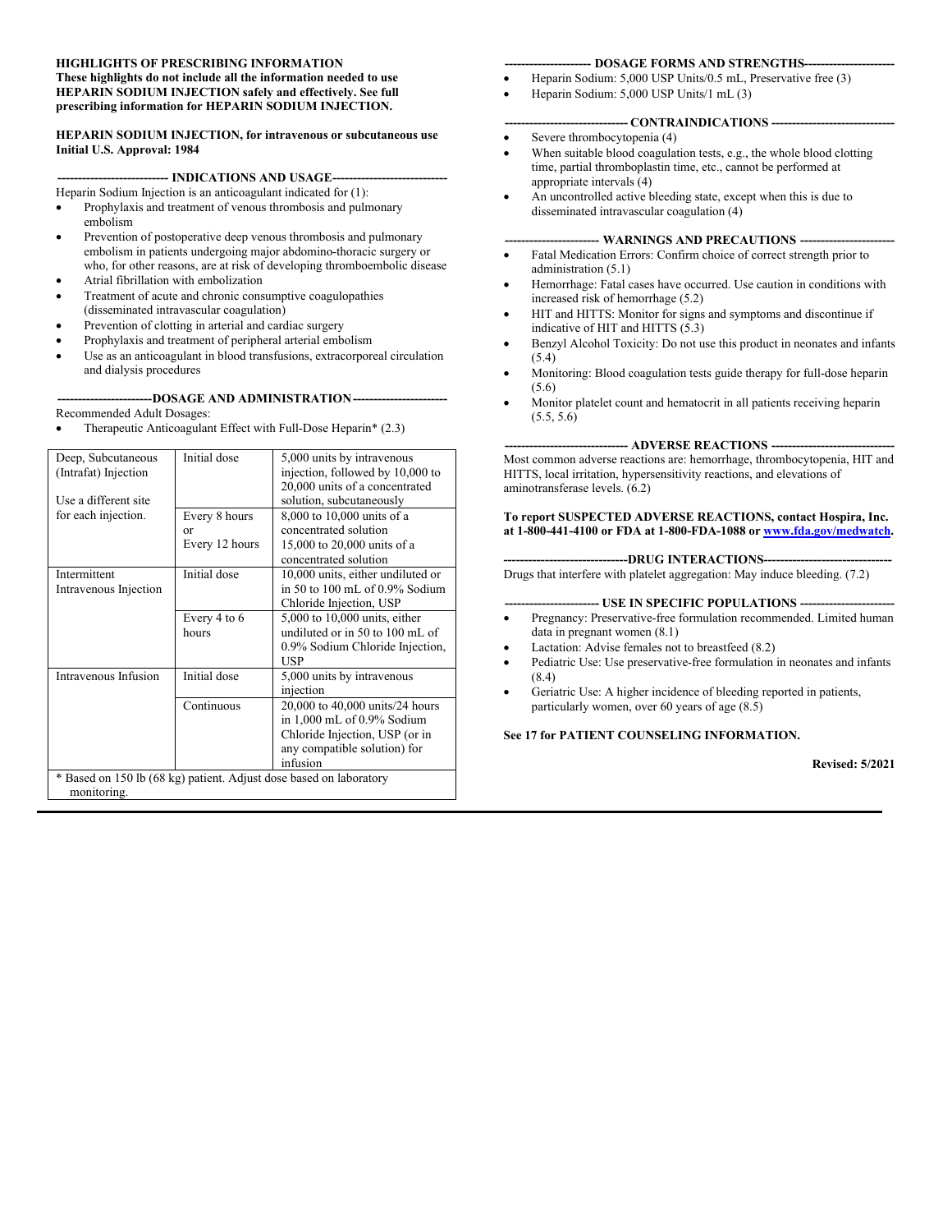**HIGHLIGHTS OF PRESCRIBING INFORMATION**
**These highlights do not include all the information needed to use HEPARIN SODIUM INJECTION safely and effectively. See full prescribing information for HEPARIN SODIUM INJECTION.**

**HEPARIN SODIUM INJECTION, for intravenous or subcutaneous use**
**Initial U.S. Approval: 1984**

## INDICATIONS AND USAGE

Heparin Sodium Injection is an anticoagulant indicated for (1):

- Prophylaxis and treatment of venous thrombosis and pulmonary embolism
- Prevention of postoperative deep venous thrombosis and pulmonary embolism in patients undergoing major abdomino-thoracic surgery or who, for other reasons, are at risk of developing thromboembolic disease
- Atrial fibrillation with embolization
- Treatment of acute and chronic consumptive coagulopathies (disseminated intravascular coagulation)
- Prevention of clotting in arterial and cardiac surgery
- Prophylaxis and treatment of peripheral arterial embolism
- Use as an anticoagulant in blood transfusions, extracorporeal circulation and dialysis procedures

## DOSAGE AND ADMINISTRATION

Recommended Adult Dosages:

- Therapeutic Anticoagulant Effect with Full-Dose Heparin* (2.3)

| | | |
|---|---|---|
| Deep, Subcutaneous (Intrafat) Injection<br><br>Use a different site for each injection. | Initial dose | 5,000 units by intravenous injection, followed by 10,000 to 20,000 units of a concentrated solution, subcutaneously |
| | Every 8 hours<br>or<br>Every 12 hours | 8,000 to 10,000 units of a concentrated solution<br>15,000 to 20,000 units of a concentrated solution |
| Intermittent Intravenous Injection | Initial dose | 10,000 units, either undiluted or in 50 to 100 mL of 0.9% Sodium Chloride Injection, USP |
| | Every 4 to 6 hours | 5,000 to 10,000 units, either undiluted or in 50 to 100 mL of 0.9% Sodium Chloride Injection, USP |
| Intravenous Infusion | Initial dose | 5,000 units by intravenous injection |
| | Continuous | 20,000 to 40,000 units/24 hours in 1,000 mL of 0.9% Sodium Chloride Injection, USP (or in any compatible solution) for infusion |
| * Based on 150 lb (68 kg) patient. Adjust dose based on laboratory monitoring. | | |

## DOSAGE FORMS AND STRENGTHS

- Heparin Sodium: 5,000 USP Units/0.5 mL, Preservative free (3)
- Heparin Sodium: 5,000 USP Units/1 mL (3)

## CONTRAINDICATIONS

- Severe thrombocytopenia (4)
- When suitable blood coagulation tests, e.g., the whole blood clotting time, partial thromboplastin time, etc., cannot be performed at appropriate intervals (4)
- An uncontrolled active bleeding state, except when this is due to disseminated intravascular coagulation (4)

## WARNINGS AND PRECAUTIONS

- Fatal Medication Errors: Confirm choice of correct strength prior to administration (5.1)
- Hemorrhage: Fatal cases have occurred. Use caution in conditions with increased risk of hemorrhage (5.2)
- HIT and HITTS: Monitor for signs and symptoms and discontinue if indicative of HIT and HITTS (5.3)
- Benzyl Alcohol Toxicity: Do not use this product in neonates and infants (5.4)
- Monitoring: Blood coagulation tests guide therapy for full-dose heparin (5.6)
- Monitor platelet count and hematocrit in all patients receiving heparin (5.5, 5.6)

## ADVERSE REACTIONS

Most common adverse reactions are: hemorrhage, thrombocytopenia, HIT and HITTS, local irritation, hypersensitivity reactions, and elevations of aminotransferase levels. (6.2)

**To report SUSPECTED ADVERSE REACTIONS, contact Hospira, Inc. at 1-800-441-4100 or FDA at 1-800-FDA-1088 or www.fda.gov/medwatch.**

## DRUG INTERACTIONS

Drugs that interfere with platelet aggregation: May induce bleeding. (7.2)

## USE IN SPECIFIC POPULATIONS

- Pregnancy: Preservative-free formulation recommended. Limited human data in pregnant women (8.1)
- Lactation: Advise females not to breastfeed (8.2)
- Pediatric Use: Use preservative-free formulation in neonates and infants (8.4)
- Geriatric Use: A higher incidence of bleeding reported in patients, particularly women, over 60 years of age (8.5)

**See 17 for PATIENT COUNSELING INFORMATION.**

**Revised: 5/2021**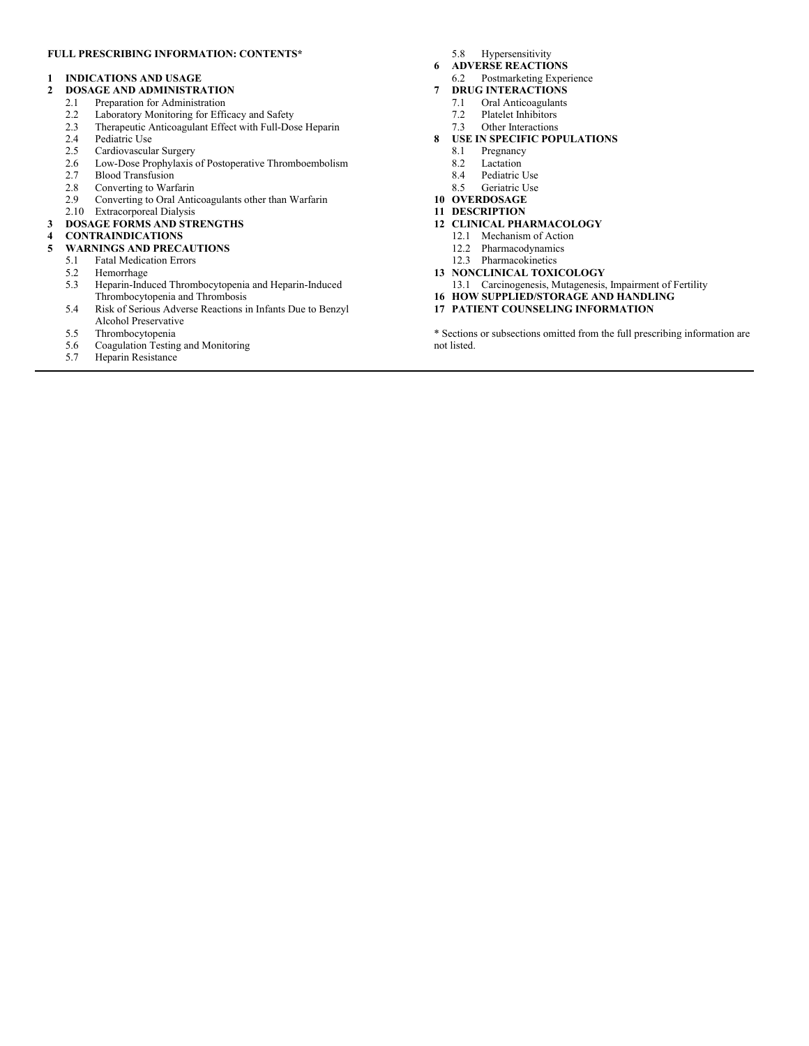**FULL PRESCRIBING INFORMATION: CONTENTS***

**1 INDICATIONS AND USAGE**

**2 DOSAGE AND ADMINISTRATION**

- 2.1 Preparation for Administration
- 2.2 Laboratory Monitoring for Efficacy and Safety
- 2.3 Therapeutic Anticoagulant Effect with Full-Dose Heparin
- 2.4 Pediatric Use
- 2.5 Cardiovascular Surgery
- 2.6 Low-Dose Prophylaxis of Postoperative Thromboembolism
- 2.7 Blood Transfusion
- 2.8 Converting to Warfarin
- 2.9 Converting to Oral Anticoagulants other than Warfarin
- 2.10 Extracorporeal Dialysis

**3 DOSAGE FORMS AND STRENGTHS**

**4 CONTRAINDICATIONS**

**5 WARNINGS AND PRECAUTIONS**

- 5.1 Fatal Medication Errors
- 5.2 Hemorrhage
- 5.3 Heparin-Induced Thrombocytopenia and Heparin-Induced Thrombocytopenia and Thrombosis
- 5.4 Risk of Serious Adverse Reactions in Infants Due to Benzyl Alcohol Preservative
- 5.5 Thrombocytopenia
- 5.6 Coagulation Testing and Monitoring
- 5.7 Heparin Resistance
- 5.8 Hypersensitivity

**6 ADVERSE REACTIONS**

- 6.2 Postmarketing Experience

**7 DRUG INTERACTIONS**

- 7.1 Oral Anticoagulants
- 7.2 Platelet Inhibitors
- 7.3 Other Interactions

**8 USE IN SPECIFIC POPULATIONS**

- 8.1 Pregnancy
- 8.2 Lactation
- 8.4 Pediatric Use
- 8.5 Geriatric Use

**10 OVERDOSAGE**

**11 DESCRIPTION**

**12 CLINICAL PHARMACOLOGY**

- 12.1 Mechanism of Action
- 12.2 Pharmacodynamics
- 12.3 Pharmacokinetics

**13 NONCLINICAL TOXICOLOGY**

- 13.1 Carcinogenesis, Mutagenesis, Impairment of Fertility

**16 HOW SUPPLIED/STORAGE AND HANDLING**

**17 PATIENT COUNSELING INFORMATION**

* Sections or subsections omitted from the full prescribing information are not listed.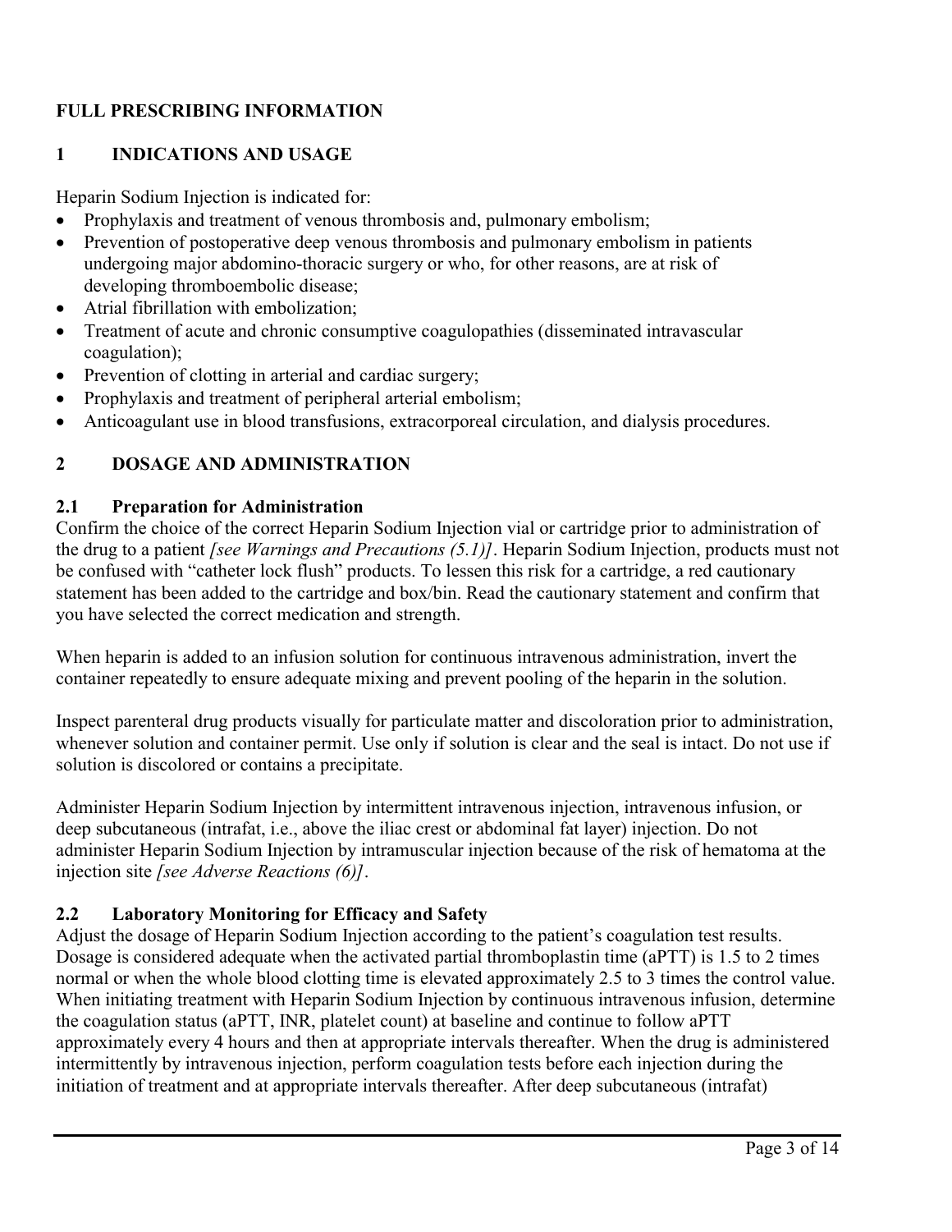# FULL PRESCRIBING INFORMATION

## 1 INDICATIONS AND USAGE

Heparin Sodium Injection is indicated for:

- Prophylaxis and treatment of venous thrombosis and, pulmonary embolism;
- Prevention of postoperative deep venous thrombosis and pulmonary embolism in patients undergoing major abdomino-thoracic surgery or who, for other reasons, are at risk of developing thromboembolic disease;
- Atrial fibrillation with embolization;
- Treatment of acute and chronic consumptive coagulopathies (disseminated intravascular coagulation);
- Prevention of clotting in arterial and cardiac surgery;
- Prophylaxis and treatment of peripheral arterial embolism;
- Anticoagulant use in blood transfusions, extracorporeal circulation, and dialysis procedures.

## 2 DOSAGE AND ADMINISTRATION

### 2.1 Preparation for Administration

Confirm the choice of the correct Heparin Sodium Injection vial or cartridge prior to administration of the drug to a patient *[see Warnings and Precautions (5.1)]*. Heparin Sodium Injection, products must not be confused with "catheter lock flush" products. To lessen this risk for a cartridge, a red cautionary statement has been added to the cartridge and box/bin. Read the cautionary statement and confirm that you have selected the correct medication and strength.

When heparin is added to an infusion solution for continuous intravenous administration, invert the container repeatedly to ensure adequate mixing and prevent pooling of the heparin in the solution.

Inspect parenteral drug products visually for particulate matter and discoloration prior to administration, whenever solution and container permit. Use only if solution is clear and the seal is intact. Do not use if solution is discolored or contains a precipitate.

Administer Heparin Sodium Injection by intermittent intravenous injection, intravenous infusion, or deep subcutaneous (intrafat, i.e., above the iliac crest or abdominal fat layer) injection. Do not administer Heparin Sodium Injection by intramuscular injection because of the risk of hematoma at the injection site *[see Adverse Reactions (6)]*.

### 2.2 Laboratory Monitoring for Efficacy and Safety

Adjust the dosage of Heparin Sodium Injection according to the patient's coagulation test results. Dosage is considered adequate when the activated partial thromboplastin time (aPTT) is 1.5 to 2 times normal or when the whole blood clotting time is elevated approximately 2.5 to 3 times the control value. When initiating treatment with Heparin Sodium Injection by continuous intravenous infusion, determine the coagulation status (aPTT, INR, platelet count) at baseline and continue to follow aPTT approximately every 4 hours and then at appropriate intervals thereafter. When the drug is administered intermittently by intravenous injection, perform coagulation tests before each injection during the initiation of treatment and at appropriate intervals thereafter. After deep subcutaneous (intrafat)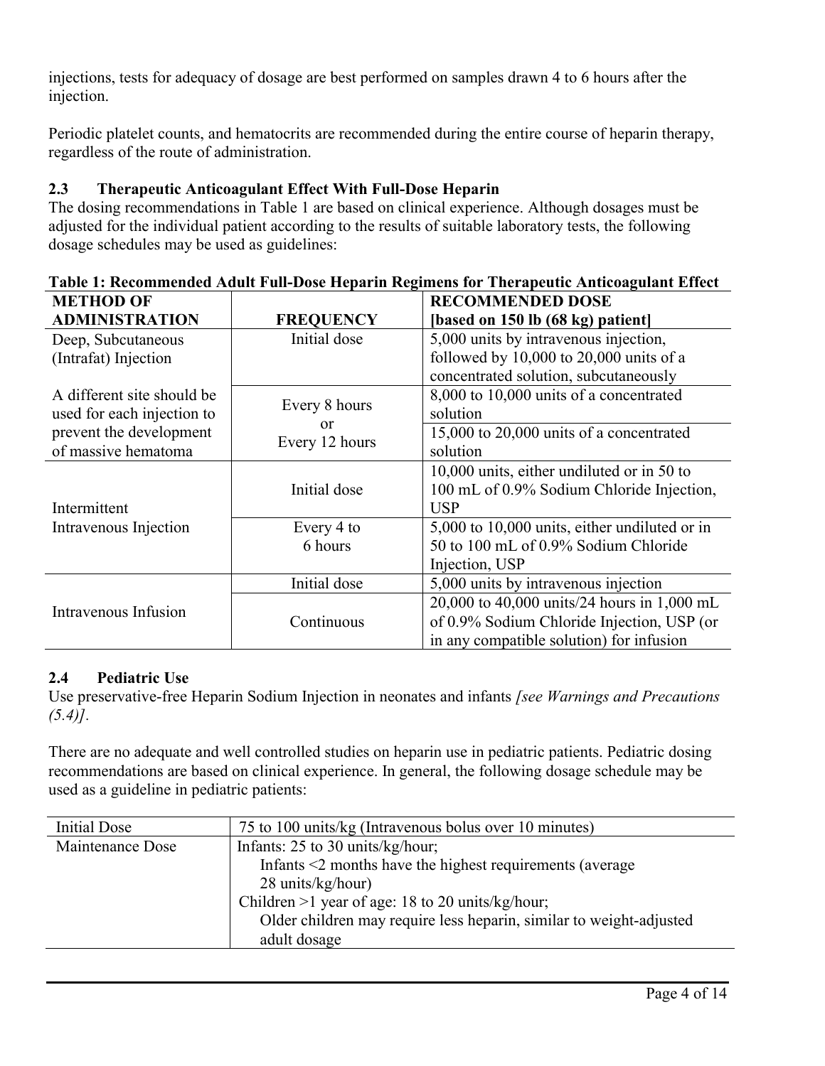injections, tests for adequacy of dosage are best performed on samples drawn 4 to 6 hours after the injection.

Periodic platelet counts, and hematocrits are recommended during the entire course of heparin therapy, regardless of the route of administration.

## 2.3 Therapeutic Anticoagulant Effect With Full-Dose Heparin

The dosing recommendations in Table 1 are based on clinical experience. Although dosages must be adjusted for the individual patient according to the results of suitable laboratory tests, the following dosage schedules may be used as guidelines:

**Table 1: Recommended Adult Full-Dose Heparin Regimens for Therapeutic Anticoagulant Effect**

| METHOD OF ADMINISTRATION | FREQUENCY | RECOMMENDED DOSE [based on 150 lb (68 kg) patient] |
|---|---|---|
| Deep, Subcutaneous (Intrafat) Injection | Initial dose | 5,000 units by intravenous injection, followed by 10,000 to 20,000 units of a concentrated solution, subcutaneously |
| A different site should be used for each injection to prevent the development of massive hematoma | Every 8 hours or Every 12 hours | 8,000 to 10,000 units of a concentrated solution |
| | | 15,000 to 20,000 units of a concentrated solution |
| Intermittent Intravenous Injection | Initial dose | 10,000 units, either undiluted or in 50 to 100 mL of 0.9% Sodium Chloride Injection, USP |
| | Every 4 to 6 hours | 5,000 to 10,000 units, either undiluted or in 50 to 100 mL of 0.9% Sodium Chloride Injection, USP |
| Intravenous Infusion | Initial dose | 5,000 units by intravenous injection |
| | Continuous | 20,000 to 40,000 units/24 hours in 1,000 mL of 0.9% Sodium Chloride Injection, USP (or in any compatible solution) for infusion |

## 2.4 Pediatric Use

Use preservative-free Heparin Sodium Injection in neonates and infants *[see Warnings and Precautions (5.4)]*.

There are no adequate and well controlled studies on heparin use in pediatric patients. Pediatric dosing recommendations are based on clinical experience. In general, the following dosage schedule may be used as a guideline in pediatric patients:

| | |
|---|---|
| Initial Dose | 75 to 100 units/kg (Intravenous bolus over 10 minutes) |
| Maintenance Dose | Infants: 25 to 30 units/kg/hour; Infants <2 months have the highest requirements (average 28 units/kg/hour) Children >1 year of age: 18 to 20 units/kg/hour; Older children may require less heparin, similar to weight-adjusted adult dosage |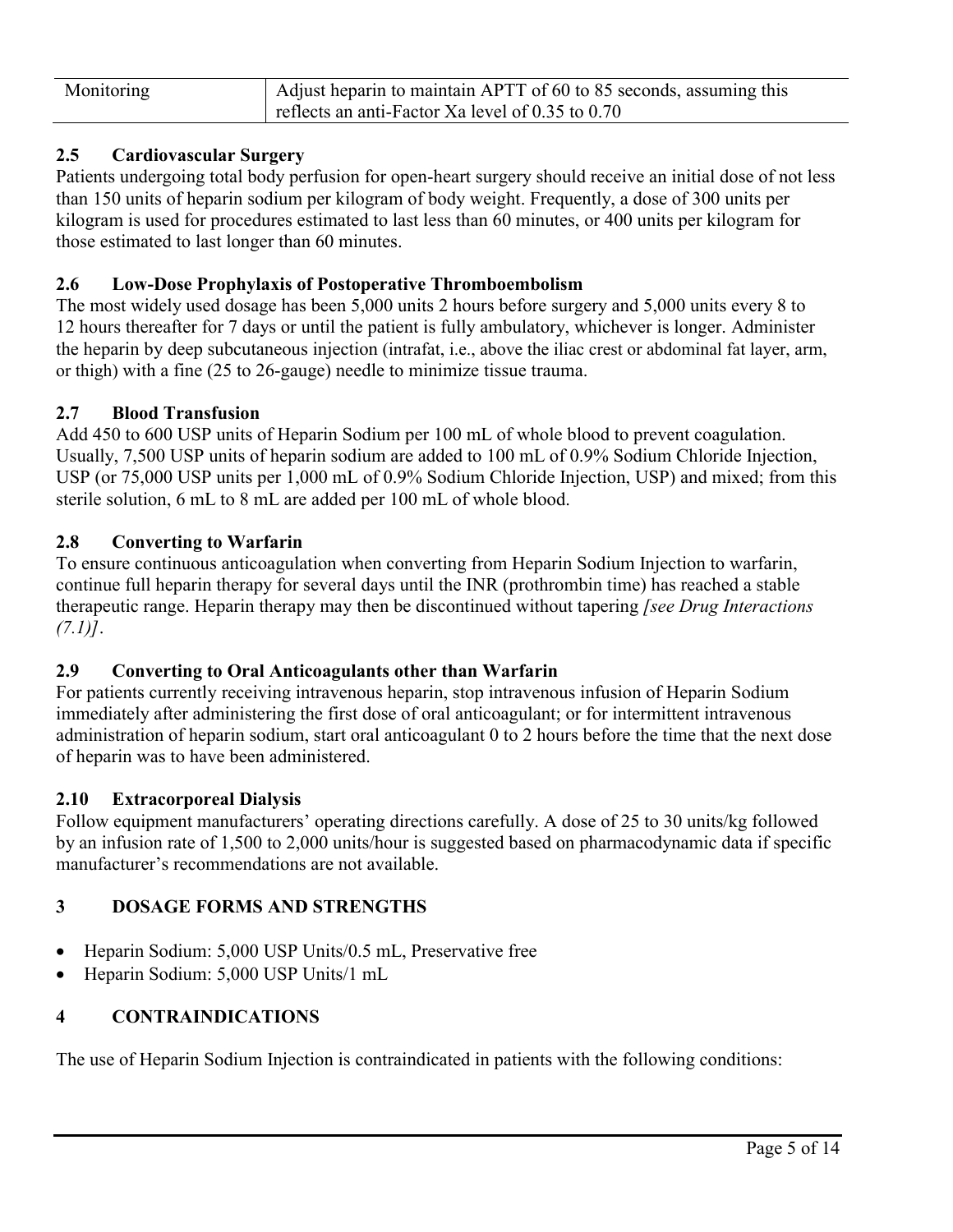| Monitoring | Adjust heparin to maintain APTT of 60 to 85 seconds, assuming this reflects an anti-Factor Xa level of 0.35 to 0.70 |
|---|---|

### 2.5 Cardiovascular Surgery

Patients undergoing total body perfusion for open-heart surgery should receive an initial dose of not less than 150 units of heparin sodium per kilogram of body weight. Frequently, a dose of 300 units per kilogram is used for procedures estimated to last less than 60 minutes, or 400 units per kilogram for those estimated to last longer than 60 minutes.

### 2.6 Low-Dose Prophylaxis of Postoperative Thromboembolism

The most widely used dosage has been 5,000 units 2 hours before surgery and 5,000 units every 8 to 12 hours thereafter for 7 days or until the patient is fully ambulatory, whichever is longer. Administer the heparin by deep subcutaneous injection (intrafat, i.e., above the iliac crest or abdominal fat layer, arm, or thigh) with a fine (25 to 26-gauge) needle to minimize tissue trauma.

### 2.7 Blood Transfusion

Add 450 to 600 USP units of Heparin Sodium per 100 mL of whole blood to prevent coagulation. Usually, 7,500 USP units of heparin sodium are added to 100 mL of 0.9% Sodium Chloride Injection, USP (or 75,000 USP units per 1,000 mL of 0.9% Sodium Chloride Injection, USP) and mixed; from this sterile solution, 6 mL to 8 mL are added per 100 mL of whole blood.

### 2.8 Converting to Warfarin

To ensure continuous anticoagulation when converting from Heparin Sodium Injection to warfarin, continue full heparin therapy for several days until the INR (prothrombin time) has reached a stable therapeutic range. Heparin therapy may then be discontinued without tapering *[see Drug Interactions (7.1)]*.

### 2.9 Converting to Oral Anticoagulants other than Warfarin

For patients currently receiving intravenous heparin, stop intravenous infusion of Heparin Sodium immediately after administering the first dose of oral anticoagulant; or for intermittent intravenous administration of heparin sodium, start oral anticoagulant 0 to 2 hours before the time that the next dose of heparin was to have been administered.

### 2.10 Extracorporeal Dialysis

Follow equipment manufacturers' operating directions carefully. A dose of 25 to 30 units/kg followed by an infusion rate of 1,500 to 2,000 units/hour is suggested based on pharmacodynamic data if specific manufacturer's recommendations are not available.

## 3 DOSAGE FORMS AND STRENGTHS

- Heparin Sodium: 5,000 USP Units/0.5 mL, Preservative free
- Heparin Sodium: 5,000 USP Units/1 mL

## 4 CONTRAINDICATIONS

The use of Heparin Sodium Injection is contraindicated in patients with the following conditions: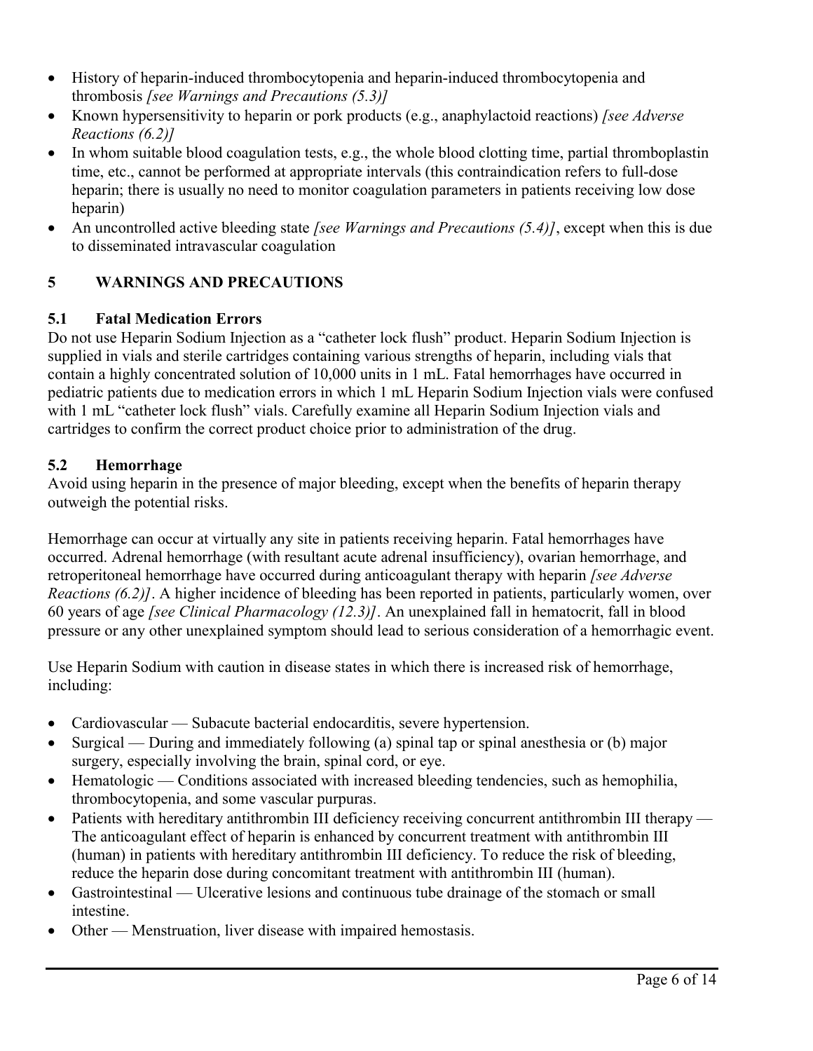- History of heparin-induced thrombocytopenia and heparin-induced thrombocytopenia and thrombosis *[see Warnings and Precautions (5.3)]*
- Known hypersensitivity to heparin or pork products (e.g., anaphylactoid reactions) *[see Adverse Reactions (6.2)]*
- In whom suitable blood coagulation tests, e.g., the whole blood clotting time, partial thromboplastin time, etc., cannot be performed at appropriate intervals (this contraindication refers to full-dose heparin; there is usually no need to monitor coagulation parameters in patients receiving low dose heparin)
- An uncontrolled active bleeding state *[see Warnings and Precautions (5.4)]*, except when this is due to disseminated intravascular coagulation

## 5 WARNINGS AND PRECAUTIONS

### 5.1 Fatal Medication Errors

Do not use Heparin Sodium Injection as a "catheter lock flush" product. Heparin Sodium Injection is supplied in vials and sterile cartridges containing various strengths of heparin, including vials that contain a highly concentrated solution of 10,000 units in 1 mL. Fatal hemorrhages have occurred in pediatric patients due to medication errors in which 1 mL Heparin Sodium Injection vials were confused with 1 mL "catheter lock flush" vials. Carefully examine all Heparin Sodium Injection vials and cartridges to confirm the correct product choice prior to administration of the drug.

### 5.2 Hemorrhage

Avoid using heparin in the presence of major bleeding, except when the benefits of heparin therapy outweigh the potential risks.

Hemorrhage can occur at virtually any site in patients receiving heparin. Fatal hemorrhages have occurred. Adrenal hemorrhage (with resultant acute adrenal insufficiency), ovarian hemorrhage, and retroperitoneal hemorrhage have occurred during anticoagulant therapy with heparin *[see Adverse Reactions (6.2)]*. A higher incidence of bleeding has been reported in patients, particularly women, over 60 years of age *[see Clinical Pharmacology (12.3)]*. An unexplained fall in hematocrit, fall in blood pressure or any other unexplained symptom should lead to serious consideration of a hemorrhagic event.

Use Heparin Sodium with caution in disease states in which there is increased risk of hemorrhage, including:

- Cardiovascular — Subacute bacterial endocarditis, severe hypertension.
- Surgical — During and immediately following (a) spinal tap or spinal anesthesia or (b) major surgery, especially involving the brain, spinal cord, or eye.
- Hematologic — Conditions associated with increased bleeding tendencies, such as hemophilia, thrombocytopenia, and some vascular purpuras.
- Patients with hereditary antithrombin III deficiency receiving concurrent antithrombin III therapy — The anticoagulant effect of heparin is enhanced by concurrent treatment with antithrombin III (human) in patients with hereditary antithrombin III deficiency. To reduce the risk of bleeding, reduce the heparin dose during concomitant treatment with antithrombin III (human).
- Gastrointestinal — Ulcerative lesions and continuous tube drainage of the stomach or small intestine.
- Other — Menstruation, liver disease with impaired hemostasis.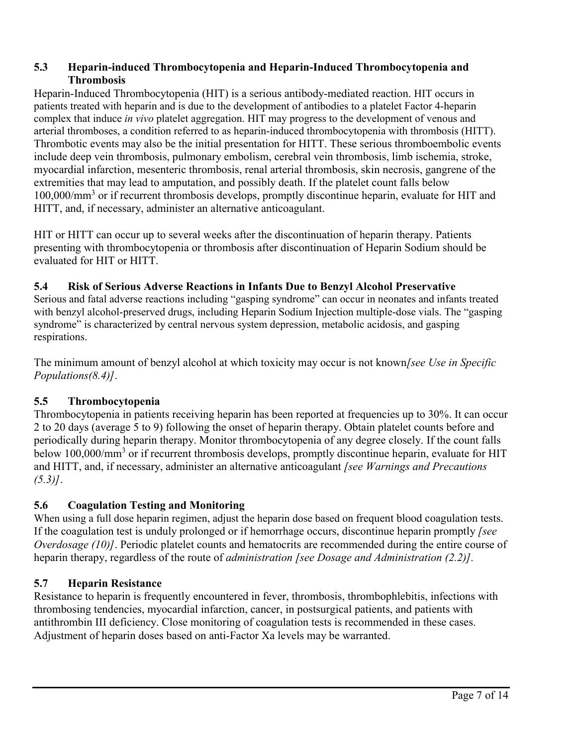### 5.3 Heparin-induced Thrombocytopenia and Heparin-Induced Thrombocytopenia and Thrombosis

Heparin-Induced Thrombocytopenia (HIT) is a serious antibody-mediated reaction. HIT occurs in patients treated with heparin and is due to the development of antibodies to a platelet Factor 4-heparin complex that induce *in vivo* platelet aggregation. HIT may progress to the development of venous and arterial thromboses, a condition referred to as heparin-induced thrombocytopenia with thrombosis (HITT). Thrombotic events may also be the initial presentation for HITT. These serious thromboembolic events include deep vein thrombosis, pulmonary embolism, cerebral vein thrombosis, limb ischemia, stroke, myocardial infarction, mesenteric thrombosis, renal arterial thrombosis, skin necrosis, gangrene of the extremities that may lead to amputation, and possibly death. If the platelet count falls below $100{,}000/mm^3$ or if recurrent thrombosis develops, promptly discontinue heparin, evaluate for HIT and HITT, and, if necessary, administer an alternative anticoagulant.

HIT or HITT can occur up to several weeks after the discontinuation of heparin therapy. Patients presenting with thrombocytopenia or thrombosis after discontinuation of Heparin Sodium should be evaluated for HIT or HITT.

### 5.4 Risk of Serious Adverse Reactions in Infants Due to Benzyl Alcohol Preservative

Serious and fatal adverse reactions including "gasping syndrome" can occur in neonates and infants treated with benzyl alcohol-preserved drugs, including Heparin Sodium Injection multiple-dose vials. The "gasping syndrome" is characterized by central nervous system depression, metabolic acidosis, and gasping respirations.

The minimum amount of benzyl alcohol at which toxicity may occur is not known*[see Use in Specific Populations(8.4)]*.

### 5.5 Thrombocytopenia

Thrombocytopenia in patients receiving heparin has been reported at frequencies up to 30%. It can occur 2 to 20 days (average 5 to 9) following the onset of heparin therapy. Obtain platelet counts before and periodically during heparin therapy. Monitor thrombocytopenia of any degree closely. If the count falls below $100{,}000/mm^3$ or if recurrent thrombosis develops, promptly discontinue heparin, evaluate for HIT and HITT, and, if necessary, administer an alternative anticoagulant *[see Warnings and Precautions (5.3)]*.

### 5.6 Coagulation Testing and Monitoring

When using a full dose heparin regimen, adjust the heparin dose based on frequent blood coagulation tests. If the coagulation test is unduly prolonged or if hemorrhage occurs, discontinue heparin promptly *[see Overdosage (10)]*. Periodic platelet counts and hematocrits are recommended during the entire course of heparin therapy, regardless of the route of *administration [see Dosage and Administration (2.2)]*.

### 5.7 Heparin Resistance

Resistance to heparin is frequently encountered in fever, thrombosis, thrombophlebitis, infections with thrombosing tendencies, myocardial infarction, cancer, in postsurgical patients, and patients with antithrombin III deficiency. Close monitoring of coagulation tests is recommended in these cases. Adjustment of heparin doses based on anti-Factor Xa levels may be warranted.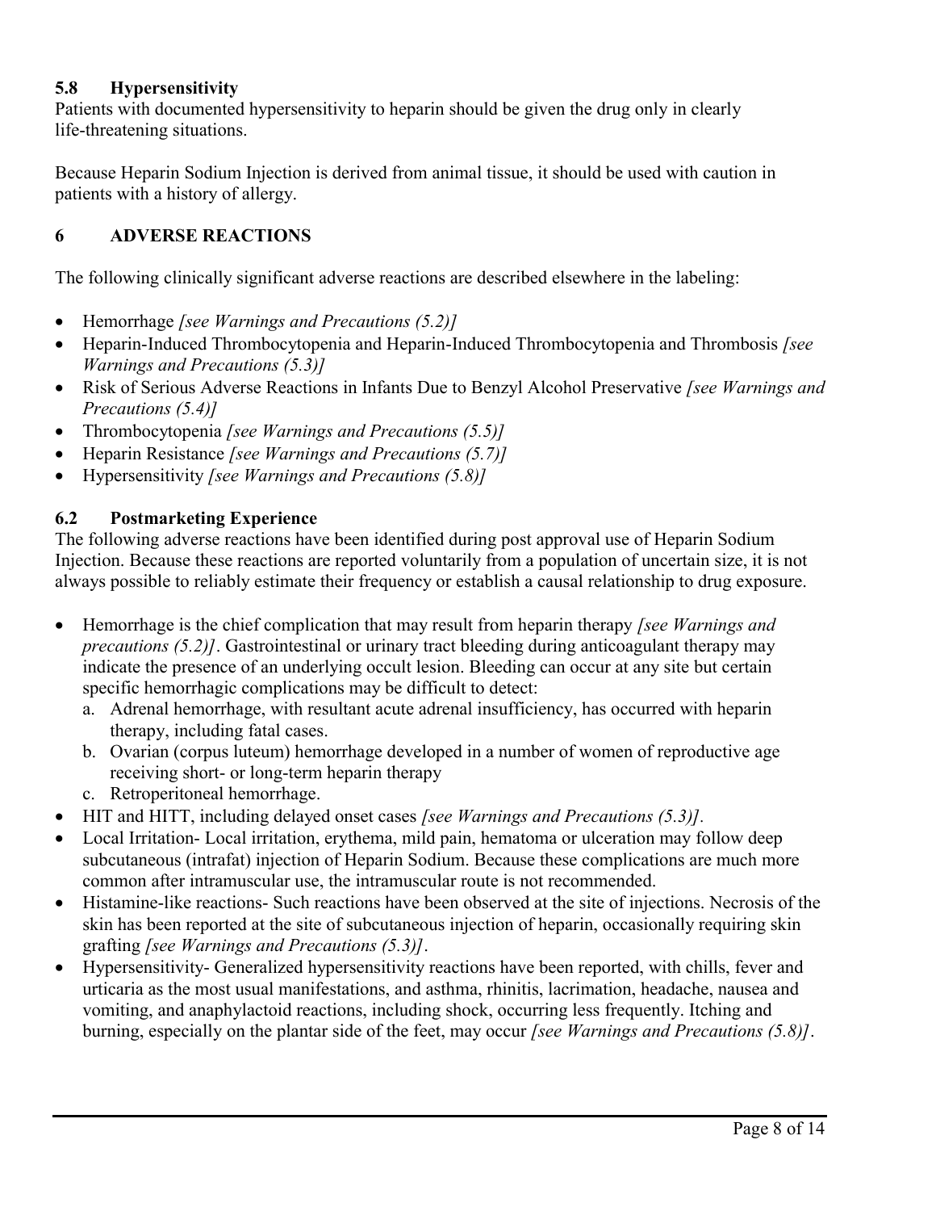### 5.8 Hypersensitivity

Patients with documented hypersensitivity to heparin should be given the drug only in clearly life-threatening situations.

Because Heparin Sodium Injection is derived from animal tissue, it should be used with caution in patients with a history of allergy.

## 6 ADVERSE REACTIONS

The following clinically significant adverse reactions are described elsewhere in the labeling:

- Hemorrhage *[see Warnings and Precautions (5.2)]*
- Heparin-Induced Thrombocytopenia and Heparin-Induced Thrombocytopenia and Thrombosis *[see Warnings and Precautions (5.3)]*
- Risk of Serious Adverse Reactions in Infants Due to Benzyl Alcohol Preservative *[see Warnings and Precautions (5.4)]*
- Thrombocytopenia *[see Warnings and Precautions (5.5)]*
- Heparin Resistance *[see Warnings and Precautions (5.7)]*
- Hypersensitivity *[see Warnings and Precautions (5.8)]*

### 6.2 Postmarketing Experience

The following adverse reactions have been identified during post approval use of Heparin Sodium Injection. Because these reactions are reported voluntarily from a population of uncertain size, it is not always possible to reliably estimate their frequency or establish a causal relationship to drug exposure.

- Hemorrhage is the chief complication that may result from heparin therapy *[see Warnings and precautions (5.2)]*. Gastrointestinal or urinary tract bleeding during anticoagulant therapy may indicate the presence of an underlying occult lesion. Bleeding can occur at any site but certain specific hemorrhagic complications may be difficult to detect:
  a. Adrenal hemorrhage, with resultant acute adrenal insufficiency, has occurred with heparin therapy, including fatal cases.
  b. Ovarian (corpus luteum) hemorrhage developed in a number of women of reproductive age receiving short- or long-term heparin therapy
  c. Retroperitoneal hemorrhage.
- HIT and HITT, including delayed onset cases *[see Warnings and Precautions (5.3)]*.
- Local Irritation- Local irritation, erythema, mild pain, hematoma or ulceration may follow deep subcutaneous (intrafat) injection of Heparin Sodium. Because these complications are much more common after intramuscular use, the intramuscular route is not recommended.
- Histamine-like reactions- Such reactions have been observed at the site of injections. Necrosis of the skin has been reported at the site of subcutaneous injection of heparin, occasionally requiring skin grafting *[see Warnings and Precautions (5.3)]*.
- Hypersensitivity- Generalized hypersensitivity reactions have been reported, with chills, fever and urticaria as the most usual manifestations, and asthma, rhinitis, lacrimation, headache, nausea and vomiting, and anaphylactoid reactions, including shock, occurring less frequently. Itching and burning, especially on the plantar side of the feet, may occur *[see Warnings and Precautions (5.8)]*.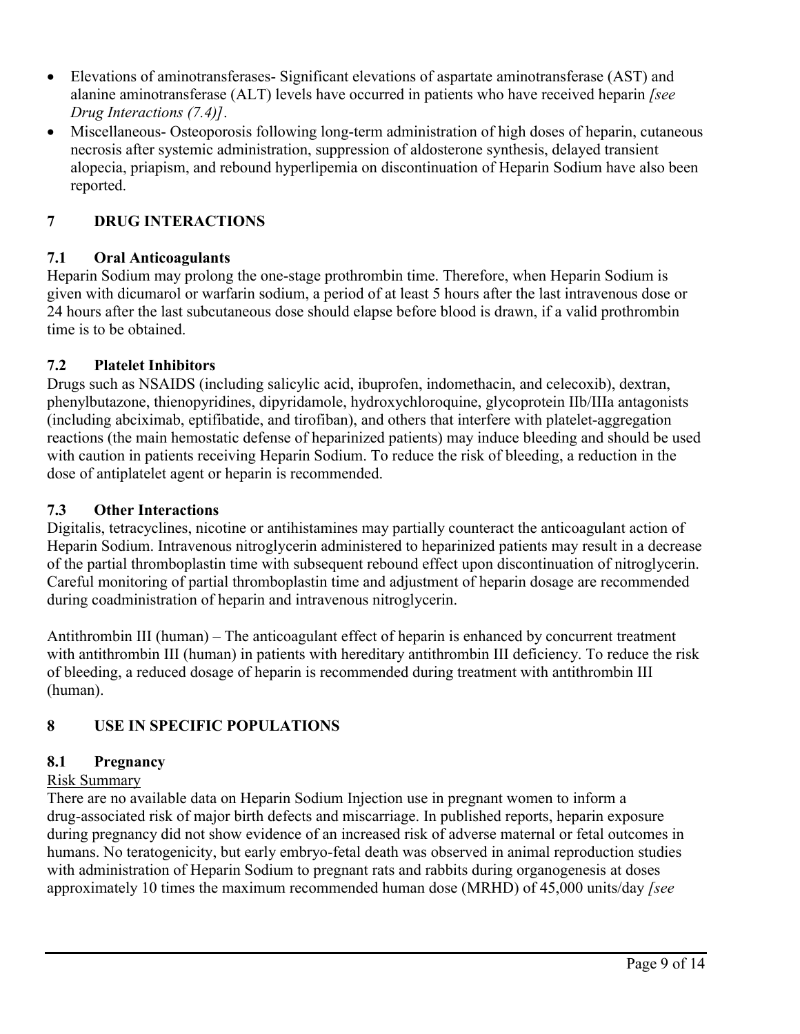- Elevations of aminotransferases- Significant elevations of aspartate aminotransferase (AST) and alanine aminotransferase (ALT) levels have occurred in patients who have received heparin *[see Drug Interactions (7.4)]*.
- Miscellaneous- Osteoporosis following long-term administration of high doses of heparin, cutaneous necrosis after systemic administration, suppression of aldosterone synthesis, delayed transient alopecia, priapism, and rebound hyperlipemia on discontinuation of Heparin Sodium have also been reported.

## 7 DRUG INTERACTIONS

### 7.1 Oral Anticoagulants

Heparin Sodium may prolong the one-stage prothrombin time. Therefore, when Heparin Sodium is given with dicumarol or warfarin sodium, a period of at least 5 hours after the last intravenous dose or 24 hours after the last subcutaneous dose should elapse before blood is drawn, if a valid prothrombin time is to be obtained.

### 7.2 Platelet Inhibitors

Drugs such as NSAIDS (including salicylic acid, ibuprofen, indomethacin, and celecoxib), dextran, phenylbutazone, thienopyridines, dipyridamole, hydroxychloroquine, glycoprotein IIb/IIIa antagonists (including abciximab, eptifibatide, and tirofiban), and others that interfere with platelet-aggregation reactions (the main hemostatic defense of heparinized patients) may induce bleeding and should be used with caution in patients receiving Heparin Sodium. To reduce the risk of bleeding, a reduction in the dose of antiplatelet agent or heparin is recommended.

### 7.3 Other Interactions

Digitalis, tetracyclines, nicotine or antihistamines may partially counteract the anticoagulant action of Heparin Sodium. Intravenous nitroglycerin administered to heparinized patients may result in a decrease of the partial thromboplastin time with subsequent rebound effect upon discontinuation of nitroglycerin. Careful monitoring of partial thromboplastin time and adjustment of heparin dosage are recommended during coadministration of heparin and intravenous nitroglycerin.

Antithrombin III (human) – The anticoagulant effect of heparin is enhanced by concurrent treatment with antithrombin III (human) in patients with hereditary antithrombin III deficiency. To reduce the risk of bleeding, a reduced dosage of heparin is recommended during treatment with antithrombin III (human).

## 8 USE IN SPECIFIC POPULATIONS

### 8.1 Pregnancy

Risk Summary

There are no available data on Heparin Sodium Injection use in pregnant women to inform a drug-associated risk of major birth defects and miscarriage. In published reports, heparin exposure during pregnancy did not show evidence of an increased risk of adverse maternal or fetal outcomes in humans. No teratogenicity, but early embryo-fetal death was observed in animal reproduction studies with administration of Heparin Sodium to pregnant rats and rabbits during organogenesis at doses approximately 10 times the maximum recommended human dose (MRHD) of 45,000 units/day *[see*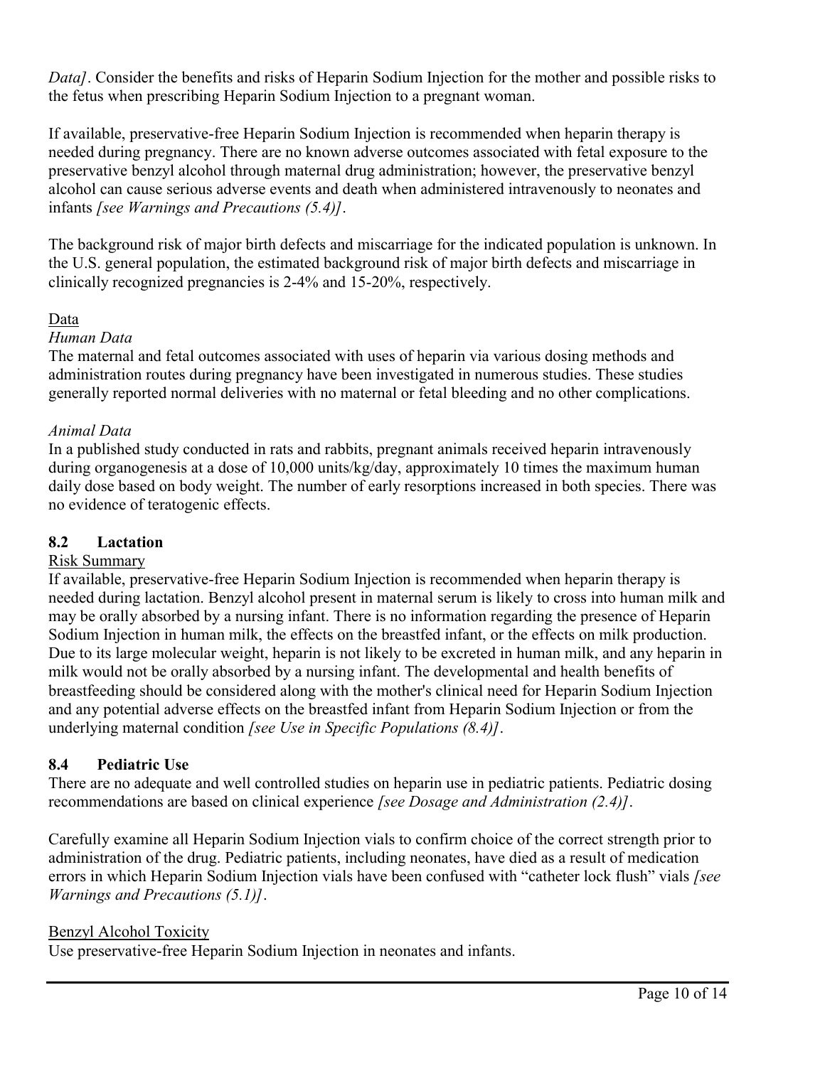*Data]*. Consider the benefits and risks of Heparin Sodium Injection for the mother and possible risks to the fetus when prescribing Heparin Sodium Injection to a pregnant woman.

If available, preservative-free Heparin Sodium Injection is recommended when heparin therapy is needed during pregnancy. There are no known adverse outcomes associated with fetal exposure to the preservative benzyl alcohol through maternal drug administration; however, the preservative benzyl alcohol can cause serious adverse events and death when administered intravenously to neonates and infants *[see Warnings and Precautions (5.4)]*.

The background risk of major birth defects and miscarriage for the indicated population is unknown. In the U.S. general population, the estimated background risk of major birth defects and miscarriage in clinically recognized pregnancies is 2-4% and 15-20%, respectively.

Data

*Human Data*

The maternal and fetal outcomes associated with uses of heparin via various dosing methods and administration routes during pregnancy have been investigated in numerous studies. These studies generally reported normal deliveries with no maternal or fetal bleeding and no other complications.

*Animal Data*

In a published study conducted in rats and rabbits, pregnant animals received heparin intravenously during organogenesis at a dose of 10,000 units/kg/day, approximately 10 times the maximum human daily dose based on body weight. The number of early resorptions increased in both species. There was no evidence of teratogenic effects.

### 8.2 Lactation

Risk Summary

If available, preservative-free Heparin Sodium Injection is recommended when heparin therapy is needed during lactation. Benzyl alcohol present in maternal serum is likely to cross into human milk and may be orally absorbed by a nursing infant. There is no information regarding the presence of Heparin Sodium Injection in human milk, the effects on the breastfed infant, or the effects on milk production. Due to its large molecular weight, heparin is not likely to be excreted in human milk, and any heparin in milk would not be orally absorbed by a nursing infant. The developmental and health benefits of breastfeeding should be considered along with the mother's clinical need for Heparin Sodium Injection and any potential adverse effects on the breastfed infant from Heparin Sodium Injection or from the underlying maternal condition *[see Use in Specific Populations (8.4)]*.

### 8.4 Pediatric Use

There are no adequate and well controlled studies on heparin use in pediatric patients. Pediatric dosing recommendations are based on clinical experience *[see Dosage and Administration (2.4)]*.

Carefully examine all Heparin Sodium Injection vials to confirm choice of the correct strength prior to administration of the drug. Pediatric patients, including neonates, have died as a result of medication errors in which Heparin Sodium Injection vials have been confused with "catheter lock flush" vials *[see Warnings and Precautions (5.1)]*.

Benzyl Alcohol Toxicity

Use preservative-free Heparin Sodium Injection in neonates and infants.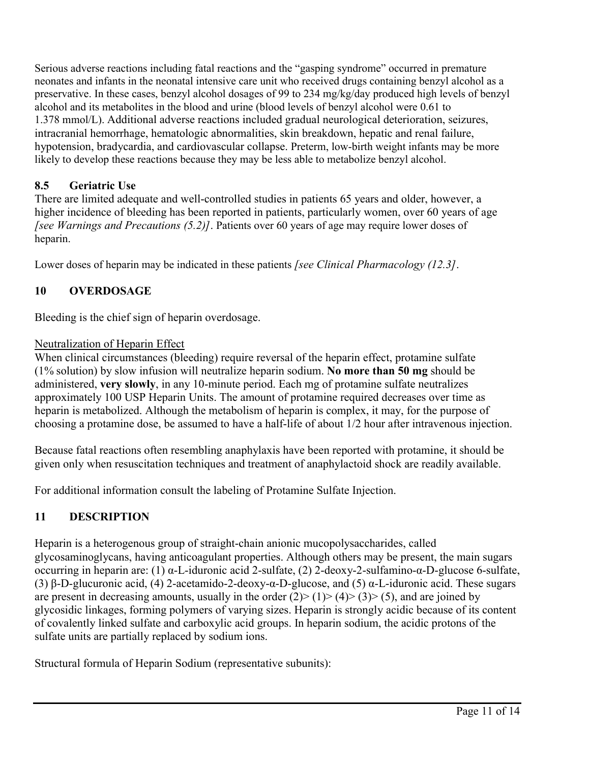Serious adverse reactions including fatal reactions and the "gasping syndrome" occurred in premature neonates and infants in the neonatal intensive care unit who received drugs containing benzyl alcohol as a preservative. In these cases, benzyl alcohol dosages of 99 to 234 mg/kg/day produced high levels of benzyl alcohol and its metabolites in the blood and urine (blood levels of benzyl alcohol were 0.61 to 1.378 mmol/L). Additional adverse reactions included gradual neurological deterioration, seizures, intracranial hemorrhage, hematologic abnormalities, skin breakdown, hepatic and renal failure, hypotension, bradycardia, and cardiovascular collapse. Preterm, low-birth weight infants may be more likely to develop these reactions because they may be less able to metabolize benzyl alcohol.

### 8.5 Geriatric Use

There are limited adequate and well-controlled studies in patients 65 years and older, however, a higher incidence of bleeding has been reported in patients, particularly women, over 60 years of age *[see Warnings and Precautions (5.2)]*. Patients over 60 years of age may require lower doses of heparin.

Lower doses of heparin may be indicated in these patients *[see Clinical Pharmacology (12.3]*.

## 10 OVERDOSAGE

Bleeding is the chief sign of heparin overdosage.

Neutralization of Heparin Effect

When clinical circumstances (bleeding) require reversal of the heparin effect, protamine sulfate (1% solution) by slow infusion will neutralize heparin sodium. **No more than 50 mg** should be administered, **very slowly**, in any 10-minute period. Each mg of protamine sulfate neutralizes approximately 100 USP Heparin Units. The amount of protamine required decreases over time as heparin is metabolized. Although the metabolism of heparin is complex, it may, for the purpose of choosing a protamine dose, be assumed to have a half-life of about 1/2 hour after intravenous injection.

Because fatal reactions often resembling anaphylaxis have been reported with protamine, it should be given only when resuscitation techniques and treatment of anaphylactoid shock are readily available.

For additional information consult the labeling of Protamine Sulfate Injection.

## 11 DESCRIPTION

Heparin is a heterogenous group of straight-chain anionic mucopolysaccharides, called glycosaminoglycans, having anticoagulant properties. Although others may be present, the main sugars occurring in heparin are: (1) α-L-iduronic acid 2-sulfate, (2) 2-deoxy-2-sulfamino-α-D-glucose 6-sulfate, (3) β-D-glucuronic acid, (4) 2-acetamido-2-deoxy-α-D-glucose, and (5) α-L-iduronic acid. These sugars are present in decreasing amounts, usually in the order (2)> (1)> (4)> (3)> (5), and are joined by glycosidic linkages, forming polymers of varying sizes. Heparin is strongly acidic because of its content of covalently linked sulfate and carboxylic acid groups. In heparin sodium, the acidic protons of the sulfate units are partially replaced by sodium ions.

Structural formula of Heparin Sodium (representative subunits):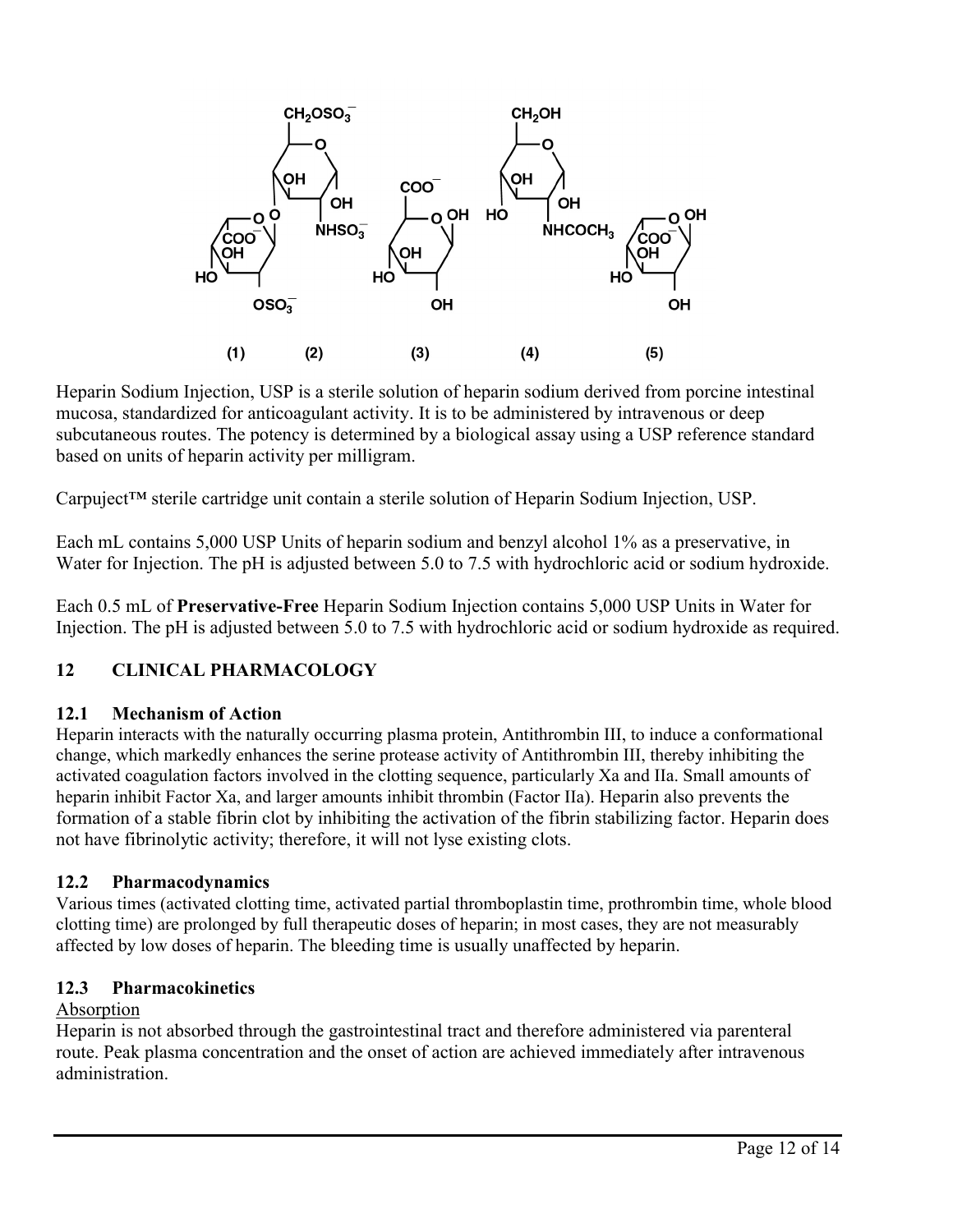Heparin Sodium Injection, USP is a sterile solution of heparin sodium derived from porcine intestinal mucosa, standardized for anticoagulant activity. It is to be administered by intravenous or deep subcutaneous routes. The potency is determined by a biological assay using a USP reference standard based on units of heparin activity per milligram.

Carpuject™ sterile cartridge unit contain a sterile solution of Heparin Sodium Injection, USP.

Each mL contains 5,000 USP Units of heparin sodium and benzyl alcohol 1% as a preservative, in Water for Injection. The pH is adjusted between 5.0 to 7.5 with hydrochloric acid or sodium hydroxide.

Each 0.5 mL of **Preservative-Free** Heparin Sodium Injection contains 5,000 USP Units in Water for Injection. The pH is adjusted between 5.0 to 7.5 with hydrochloric acid or sodium hydroxide as required.

## 12 CLINICAL PHARMACOLOGY

### 12.1 Mechanism of Action

Heparin interacts with the naturally occurring plasma protein, Antithrombin III, to induce a conformational change, which markedly enhances the serine protease activity of Antithrombin III, thereby inhibiting the activated coagulation factors involved in the clotting sequence, particularly Xa and IIa. Small amounts of heparin inhibit Factor Xa, and larger amounts inhibit thrombin (Factor IIa). Heparin also prevents the formation of a stable fibrin clot by inhibiting the activation of the fibrin stabilizing factor. Heparin does not have fibrinolytic activity; therefore, it will not lyse existing clots.

### 12.2 Pharmacodynamics

Various times (activated clotting time, activated partial thromboplastin time, prothrombin time, whole blood clotting time) are prolonged by full therapeutic doses of heparin; in most cases, they are not measurably affected by low doses of heparin. The bleeding time is usually unaffected by heparin.

### 12.3 Pharmacokinetics

Absorption

Heparin is not absorbed through the gastrointestinal tract and therefore administered via parenteral route. Peak plasma concentration and the onset of action are achieved immediately after intravenous administration.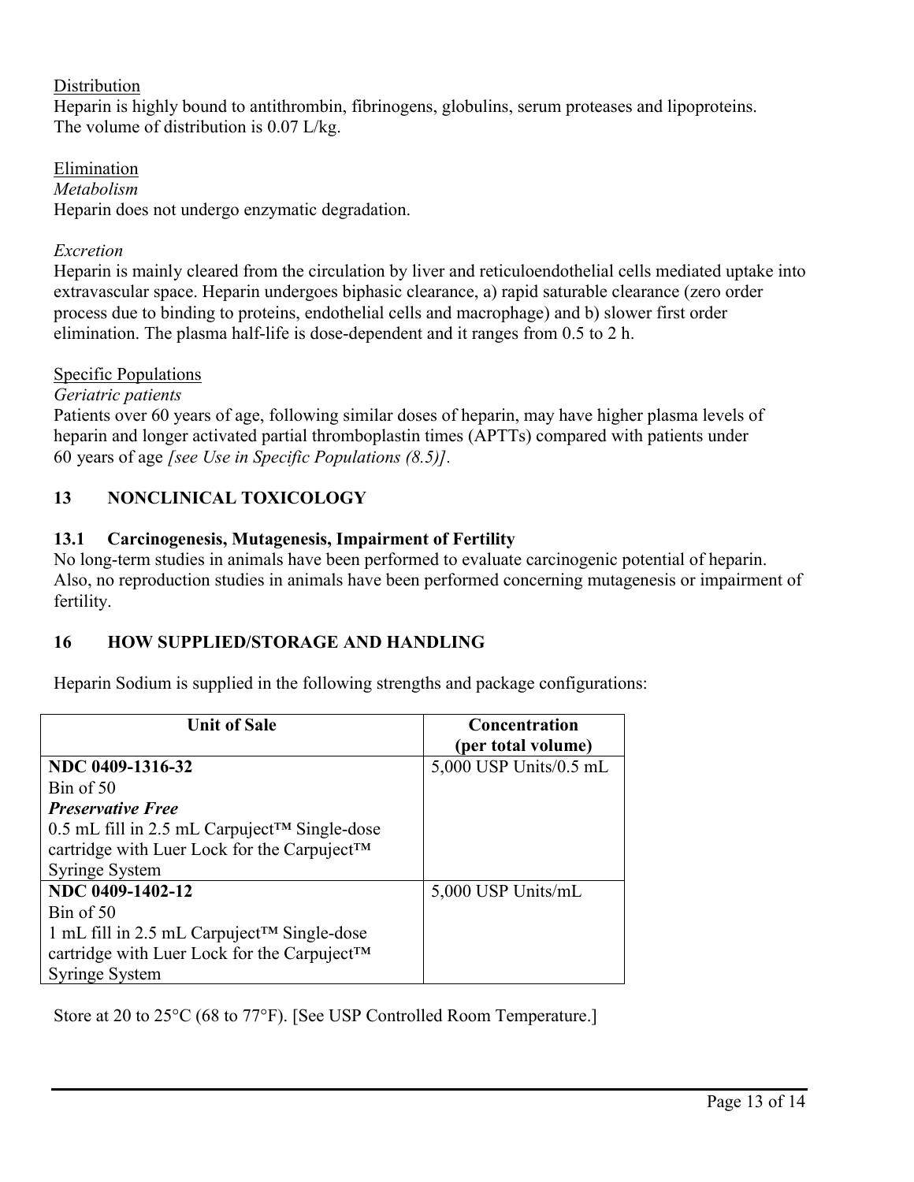Distribution

Heparin is highly bound to antithrombin, fibrinogens, globulins, serum proteases and lipoproteins. The volume of distribution is 0.07 L/kg.

Elimination

*Metabolism*

Heparin does not undergo enzymatic degradation.

*Excretion*

Heparin is mainly cleared from the circulation by liver and reticuloendothelial cells mediated uptake into extravascular space. Heparin undergoes biphasic clearance, a) rapid saturable clearance (zero order process due to binding to proteins, endothelial cells and macrophage) and b) slower first order elimination. The plasma half-life is dose-dependent and it ranges from 0.5 to 2 h.

Specific Populations

*Geriatric patients*

Patients over 60 years of age, following similar doses of heparin, may have higher plasma levels of heparin and longer activated partial thromboplastin times (APTTs) compared with patients under 60 years of age *[see Use in Specific Populations (8.5)]*.

## 13 NONCLINICAL TOXICOLOGY

### 13.1 Carcinogenesis, Mutagenesis, Impairment of Fertility

No long-term studies in animals have been performed to evaluate carcinogenic potential of heparin. Also, no reproduction studies in animals have been performed concerning mutagenesis or impairment of fertility.

## 16 HOW SUPPLIED/STORAGE AND HANDLING

Heparin Sodium is supplied in the following strengths and package configurations:

| Unit of Sale | Concentration (per total volume) |
|---|---|
| **NDC 0409-1316-32**<br>Bin of 50<br>***Preservative Free***<br>0.5 mL fill in 2.5 mL Carpuject™ Single-dose cartridge with Luer Lock for the Carpuject™ Syringe System | 5,000 USP Units/0.5 mL |
| **NDC 0409-1402-12**<br>Bin of 50<br>1 mL fill in 2.5 mL Carpuject™ Single-dose cartridge with Luer Lock for the Carpuject™ Syringe System | 5,000 USP Units/mL |

Store at 20 to 25°C (68 to 77°F). [See USP Controlled Room Temperature.]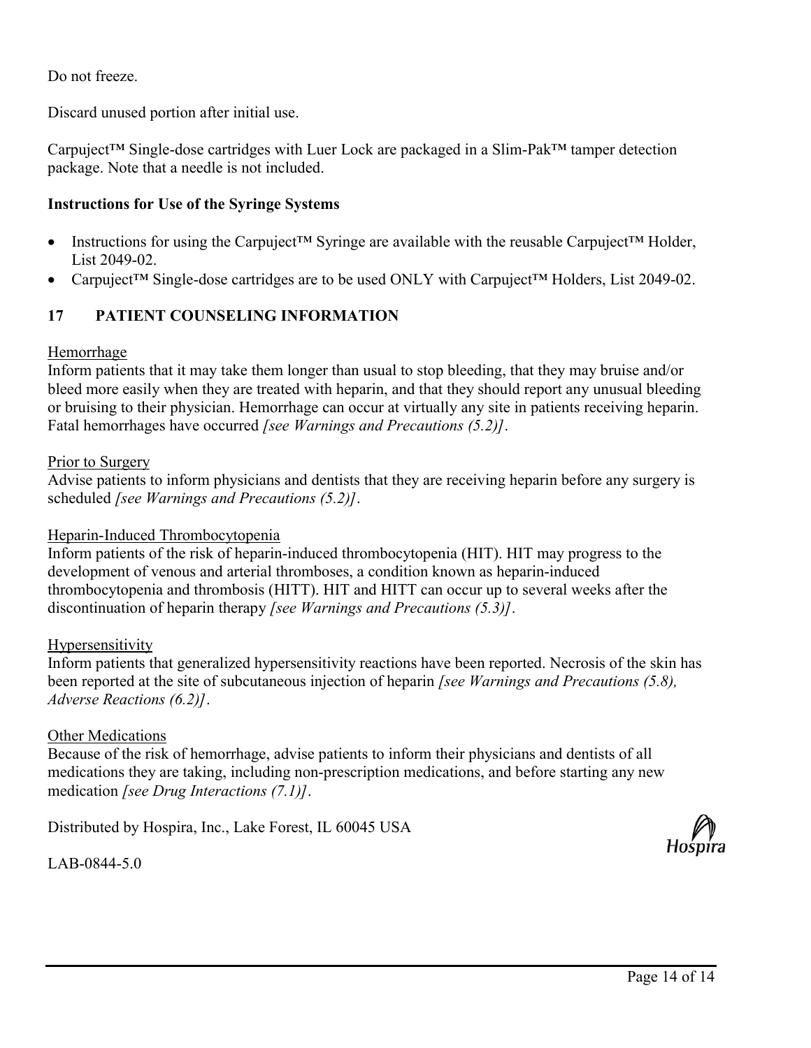Do not freeze.

Discard unused portion after initial use.

Carpuject™ Single-dose cartridges with Luer Lock are packaged in a Slim-Pak™ tamper detection package. Note that a needle is not included.

**Instructions for Use of the Syringe Systems**

- Instructions for using the Carpuject™ Syringe are available with the reusable Carpuject™ Holder, List 2049-02.
- Carpuject™ Single-dose cartridges are to be used ONLY with Carpuject™ Holders, List 2049-02.

## 17 PATIENT COUNSELING INFORMATION

Hemorrhage
Inform patients that it may take them longer than usual to stop bleeding, that they may bruise and/or bleed more easily when they are treated with heparin, and that they should report any unusual bleeding or bruising to their physician. Hemorrhage can occur at virtually any site in patients receiving heparin. Fatal hemorrhages have occurred *[see Warnings and Precautions (5.2)]*.

Prior to Surgery
Advise patients to inform physicians and dentists that they are receiving heparin before any surgery is scheduled *[see Warnings and Precautions (5.2)]*.

Heparin-Induced Thrombocytopenia
Inform patients of the risk of heparin-induced thrombocytopenia (HIT). HIT may progress to the development of venous and arterial thromboses, a condition known as heparin-induced thrombocytopenia and thrombosis (HITT). HIT and HITT can occur up to several weeks after the discontinuation of heparin therapy *[see Warnings and Precautions (5.3)]*.

Hypersensitivity
Inform patients that generalized hypersensitivity reactions have been reported. Necrosis of the skin has been reported at the site of subcutaneous injection of heparin *[see Warnings and Precautions (5.8), Adverse Reactions (6.2)]*.

Other Medications
Because of the risk of hemorrhage, advise patients to inform their physicians and dentists of all medications they are taking, including non-prescription medications, and before starting any new medication *[see Drug Interactions (7.1)]*.

Distributed by Hospira, Inc., Lake Forest, IL 60045 USA

Hospira

LAB-0844-5.0